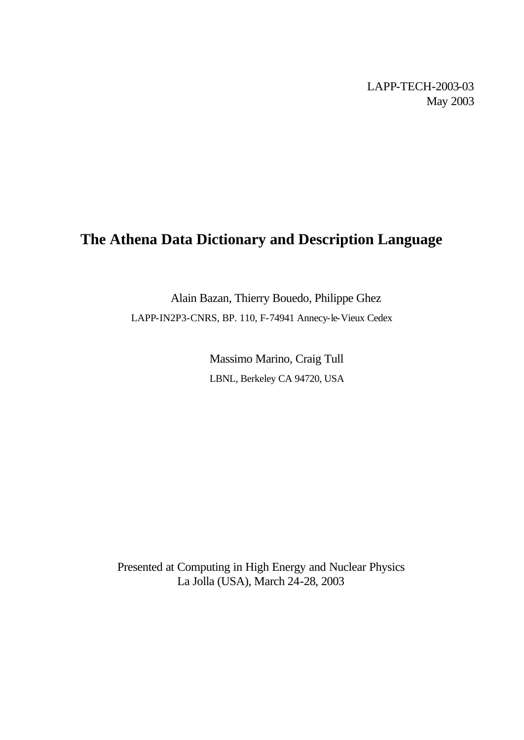LAPP-TECH-2003-03
May 2003

# The Athena Data Dictionary and Description Language

Alain Bazan, Thierry Bouedo, Philippe Ghez

LAPP-IN2P3-CNRS, BP. 110, F-74941 Annecy-le-Vieux Cedex

Massimo Marino, Craig Tull

LBNL, Berkeley CA 94720, USA

Presented at Computing in High Energy and Nuclear Physics
La Jolla (USA), March 24-28, 2003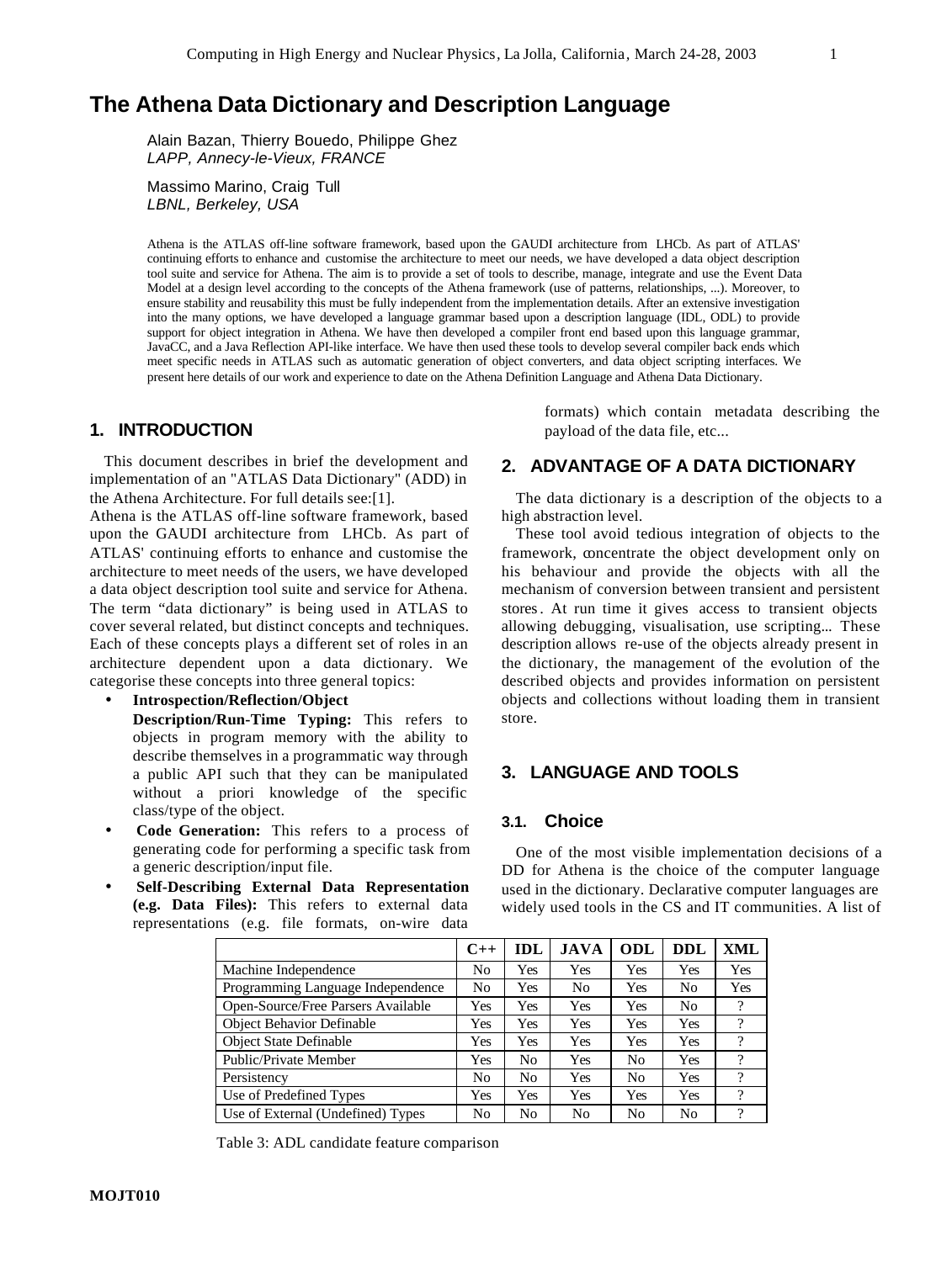# The Athena Data Dictionary and Description Language

Alain Bazan, Thierry Bouedo, Philippe Ghez
*LAPP, Annecy-le-Vieux, FRANCE*

Massimo Marino, Craig Tull
*LBNL, Berkeley, USA*

Athena is the ATLAS off-line software framework, based upon the GAUDI architecture from LHCb. As part of ATLAS' continuing efforts to enhance and customise the architecture to meet our needs, we have developed a data object description tool suite and service for Athena. The aim is to provide a set of tools to describe, manage, integrate and use the Event Data Model at a design level according to the concepts of the Athena framework (use of patterns, relationships, ...). Moreover, to ensure stability and reusability this must be fully independent from the implementation details. After an extensive investigation into the many options, we have developed a language grammar based upon a description language (IDL, ODL) to provide support for object integration in Athena. We have then developed a compiler front end based upon this language grammar, JavaCC, and a Java Reflection API-like interface. We have then used these tools to develop several compiler back ends which meet specific needs in ATLAS such as automatic generation of object converters, and data object scripting interfaces. We present here details of our work and experience to date on the Athena Definition Language and Athena Data Dictionary.

## 1. INTRODUCTION

This document describes in brief the development and implementation of an "ATLAS Data Dictionary" (ADD) in the Athena Architecture. For full details see:[1].
Athena is the ATLAS off-line software framework, based upon the GAUDI architecture from LHCb. As part of ATLAS' continuing efforts to enhance and customise the architecture to meet needs of the users, we have developed a data object description tool suite and service for Athena. The term “data dictionary” is being used in ATLAS to cover several related, but distinct concepts and techniques. Each of these concepts plays a different set of roles in an architecture dependent upon a data dictionary. We categorise these concepts into three general topics:

- **Introspection/Reflection/Object Description/Run-Time Typing:** This refers to objects in program memory with the ability to describe themselves in a programmatic way through a public API such that they can be manipulated without a priori knowledge of the specific class/type of the object.
- **Code Generation:** This refers to a process of generating code for performing a specific task from a generic description/input file.
- **Self-Describing External Data Representation (e.g. Data Files):** This refers to external data representations (e.g. file formats, on-wire data formats) which contain metadata describing the payload of the data file, etc...

## 2. ADVANTAGE OF A DATA DICTIONARY

The data dictionary is a description of the objects to a high abstraction level.

These tool avoid tedious integration of objects to the framework, concentrate the object development only on his behaviour and provide the objects with all the mechanism of conversion between transient and persistent stores. At run time it gives access to transient objects allowing debugging, visualisation, use scripting... These description allows re-use of the objects already present in the dictionary, the management of the evolution of the described objects and provides information on persistent objects and collections without loading them in transient store.

## 3. LANGUAGE AND TOOLS

### 3.1. Choice

One of the most visible implementation decisions of a DD for Athena is the choice of the computer language used in the dictionary. Declarative computer languages are widely used tools in the CS and IT communities. A list of

| | C++ | IDL | JAVA | ODL | DDL | XML |
|---|---|---|---|---|---|---|
| Machine Independence | No | Yes | Yes | Yes | Yes | Yes |
| Programming Language Independence | No | Yes | No | Yes | No | Yes |
| Open-Source/Free Parsers Available | Yes | Yes | Yes | Yes | No | ? |
| Object Behavior Definable | Yes | Yes | Yes | Yes | Yes | ? |
| Object State Definable | Yes | Yes | Yes | Yes | Yes | ? |
| Public/Private Member | Yes | No | Yes | No | Yes | ? |
| Persistency | No | No | Yes | No | Yes | ? |
| Use of Predefined Types | Yes | Yes | Yes | Yes | Yes | ? |
| Use of External (Undefined) Types | No | No | No | No | No | ? |

Table 3: ADL candidate feature comparison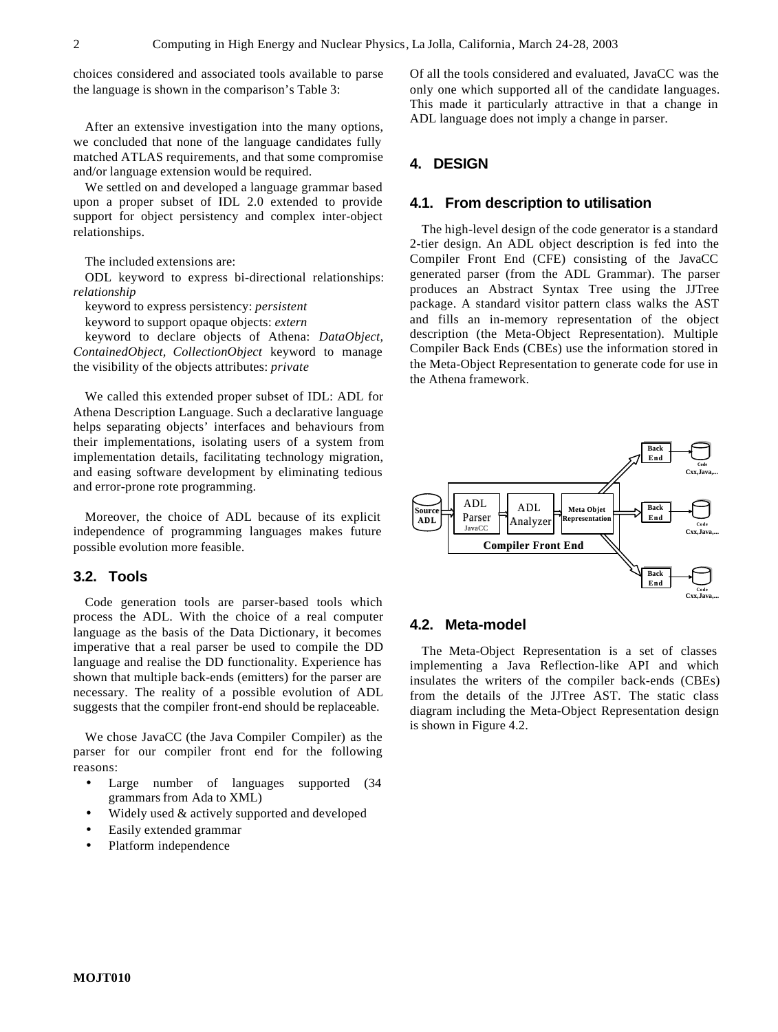choices considered and associated tools available to parse the language is shown in the comparison's Table 3:

After an extensive investigation into the many options, we concluded that none of the language candidates fully matched ATLAS requirements, and that some compromise and/or language extension would be required.

We settled on and developed a language grammar based upon a proper subset of IDL 2.0 extended to provide support for object persistency and complex inter-object relationships.

The included extensions are:

ODL keyword to express bi-directional relationships: *relationship*

keyword to express persistency: *persistent*

keyword to support opaque objects: *extern*

keyword to declare objects of Athena: *DataObject, ContainedObject, CollectionObject* keyword to manage the visibility of the objects attributes: *private*

We called this extended proper subset of IDL: ADL for Athena Description Language. Such a declarative language helps separating objects' interfaces and behaviours from their implementations, isolating users of a system from implementation details, facilitating technology migration, and easing software development by eliminating tedious and error-prone rote programming.

Moreover, the choice of ADL because of its explicit independence of programming languages makes future possible evolution more feasible.

### 3.2. Tools

Code generation tools are parser-based tools which process the ADL. With the choice of a real computer language as the basis of the Data Dictionary, it becomes imperative that a real parser be used to compile the DD language and realise the DD functionality. Experience has shown that multiple back-ends (emitters) for the parser are necessary. The reality of a possible evolution of ADL suggests that the compiler front-end should be replaceable.

We chose JavaCC (the Java Compiler Compiler) as the parser for our compiler front end for the following reasons:

- Large number of languages supported (34 grammars from Ada to XML)
- Widely used & actively supported and developed
- Easily extended grammar
- Platform independence

Of all the tools considered and evaluated, JavaCC was the only one which supported all of the candidate languages. This made it particularly attractive in that a change in ADL language does not imply a change in parser.

## 4. DESIGN

### 4.1. From description to utilisation

The high-level design of the code generator is a standard 2-tier design. An ADL object description is fed into the Compiler Front End (CFE) consisting of the JavaCC generated parser (from the ADL Grammar). The parser produces an Abstract Syntax Tree using the JJTree package. A standard visitor pattern class walks the AST and fills an in-memory representation of the object description (the Meta-Object Representation). Multiple Compiler Back Ends (CBEs) use the information stored in the Meta-Object Representation to generate code for use in the Athena framework.

Source ADL → ADL Parser (JavaCC) → ADL Analyzer → Meta Objet Representation [Compiler Front End] → Back End → Code Cxx,Java,...

### 4.2. Meta-model

The Meta-Object Representation is a set of classes implementing a Java Reflection-like API and which insulates the writers of the compiler back-ends (CBEs) from the details of the JJTree AST. The static class diagram including the Meta-Object Representation design is shown in Figure 4.2.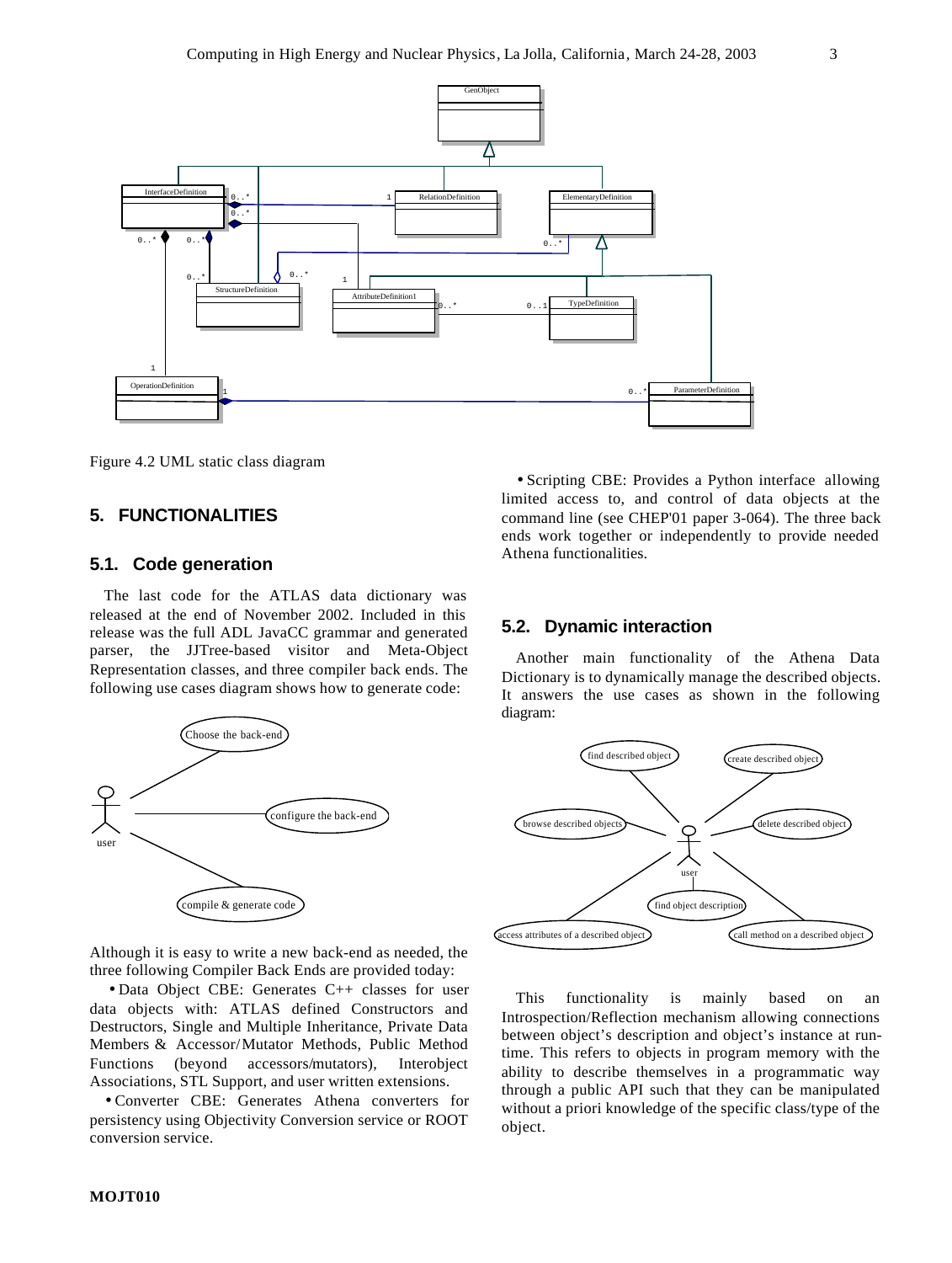Figure 4.2 UML static class diagram

## 5. FUNCTIONALITIES

### 5.1. Code generation

The last code for the ATLAS data dictionary was released at the end of November 2002. Included in this release was the full ADL JavaCC grammar and generated parser, the JJTree-based visitor and Meta-Object Representation classes, and three compiler back ends. The following use cases diagram shows how to generate code:

Although it is easy to write a new back-end as needed, the three following Compiler Back Ends are provided today:

- Data Object CBE: Generates C++ classes for user data objects with: ATLAS defined Constructors and Destructors, Single and Multiple Inheritance, Private Data Members & Accessor/Mutator Methods, Public Method Functions (beyond accessors/mutators), Interobject Associations, STL Support, and user written extensions.
- Converter CBE: Generates Athena converters for persistency using Objectivity Conversion service or ROOT conversion service.
- Scripting CBE: Provides a Python interface allowing limited access to, and control of data objects at the command line (see CHEP'01 paper 3-064). The three back ends work together or independently to provide needed Athena functionalities.

### 5.2. Dynamic interaction

Another main functionality of the Athena Data Dictionary is to dynamically manage the described objects. It answers the use cases as shown in the following diagram:

This functionality is mainly based on an Introspection/Reflection mechanism allowing connections between object's description and object's instance at run-time. This refers to objects in program memory with the ability to describe themselves in a programmatic way through a public API such that they can be manipulated without a priori knowledge of the specific class/type of the object.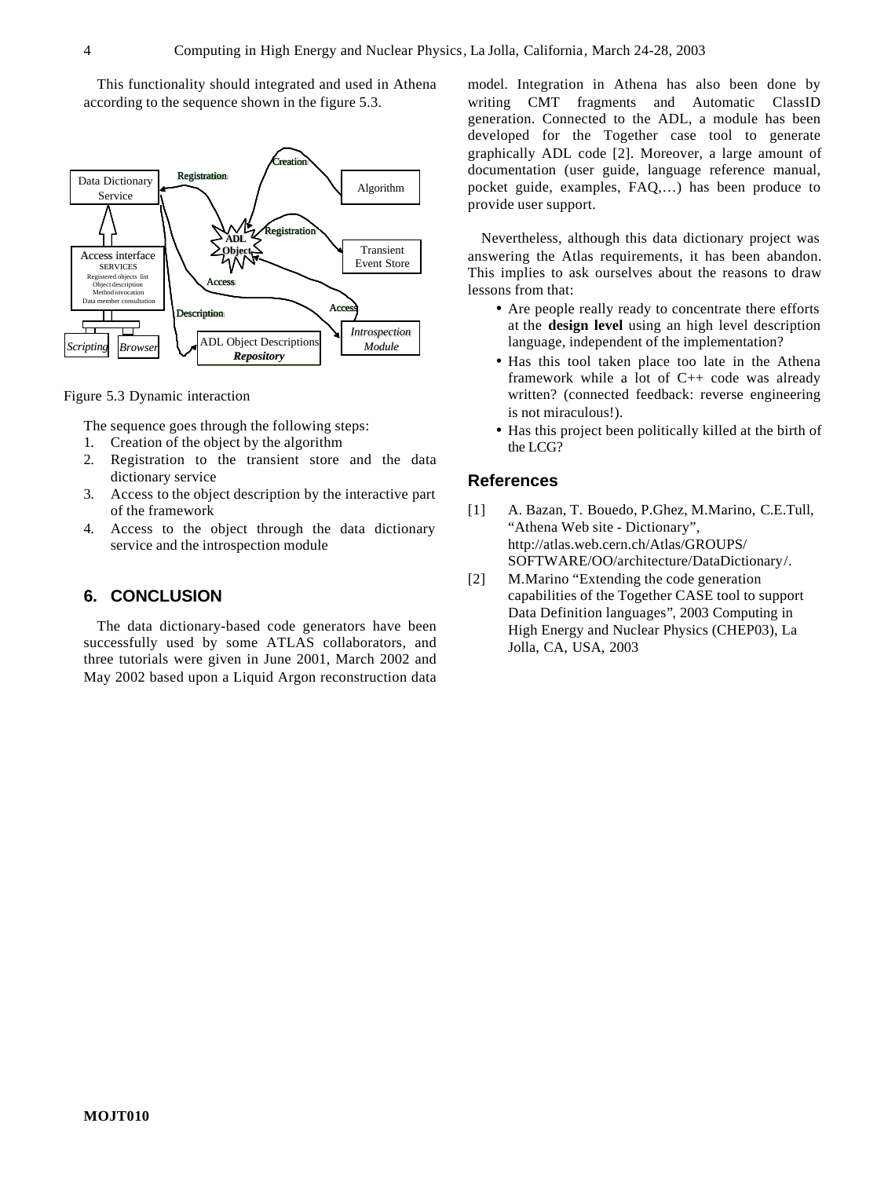This functionality should integrated and used in Athena according to the sequence shown in the figure 5.3.

Data Dictionary Service
Registration
Creation
Algorithm
Registration
ADL Object
Transient Event Store
Access interface
SERVICES
Registered objects list
Object description
Method invocation
Data member consultation
Access
Access
Description
Scripting
Browser
ADL Object Descriptions
*Repository*
*Introspection Module*

Figure 5.3 Dynamic interaction

The sequence goes through the following steps:

1. Creation of the object by the algorithm
2. Registration to the transient store and the data dictionary service
3. Access to the object description by the interactive part of the framework
4. Access to the object through the data dictionary service and the introspection module

## 6. CONCLUSION

The data dictionary-based code generators have been successfully used by some ATLAS collaborators, and three tutorials were given in June 2001, March 2002 and May 2002 based upon a Liquid Argon reconstruction data model. Integration in Athena has also been done by writing CMT fragments and Automatic ClassID generation. Connected to the ADL, a module has been developed for the Together case tool to generate graphically ADL code [2]. Moreover, a large amount of documentation (user guide, language reference manual, pocket guide, examples, FAQ,…) has been produce to provide user support.

Nevertheless, although this data dictionary project was answering the Atlas requirements, it has been abandon. This implies to ask ourselves about the reasons to draw lessons from that:

- Are people really ready to concentrate there efforts at the **design level** using an high level description language, independent of the implementation?
- Has this tool taken place too late in the Athena framework while a lot of C++ code was already written? (connected feedback: reverse engineering is not miraculous!).
- Has this project been politically killed at the birth of the LCG?

## References

[1] A. Bazan, T. Bouedo, P.Ghez, M.Marino, C.E.Tull, "Athena Web site - Dictionary", http://atlas.web.cern.ch/Atlas/GROUPS/SOFTWARE/OO/architecture/DataDictionary/.

[2] M.Marino "Extending the code generation capabilities of the Together CASE tool to support Data Definition languages", 2003 Computing in High Energy and Nuclear Physics (CHEP03), La Jolla, CA, USA, 2003